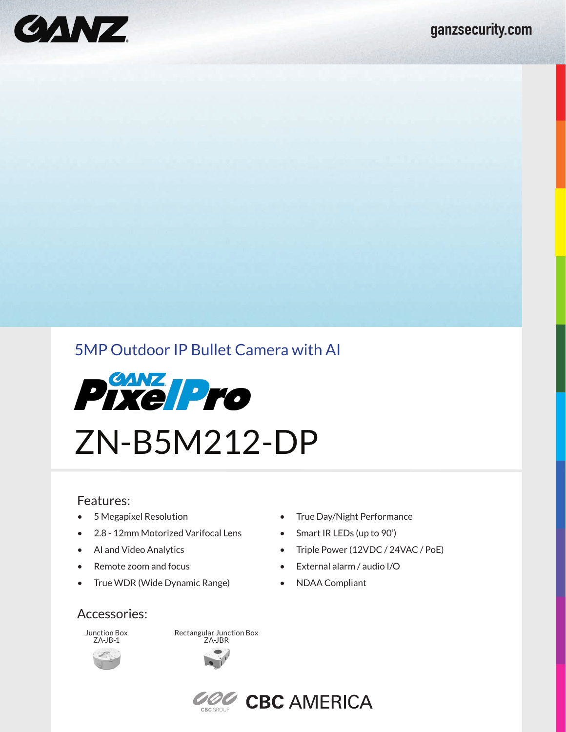GANZ

ganzsecurity.com

## 5MP Outdoor IP Bullet Camera with AI

GANZ PixelPro

# ZN-B5M212-DP

### Features:

- 5 Megapixel Resolution
- 2.8 - 12mm Motorized Varifocal Lens
- AI and Video Analytics
- Remote zoom and focus
- True WDR (Wide Dynamic Range)
- True Day/Night Performance
- Smart IR LEDs (up to 90')
- Triple Power (12VDC / 24VAC / PoE)
- External alarm / audio I/O
- NDAA Compliant

### Accessories:

Junction Box
ZA-JB-1

Rectangular Junction Box
ZA-JBR

CBC GROUP CBC AMERICA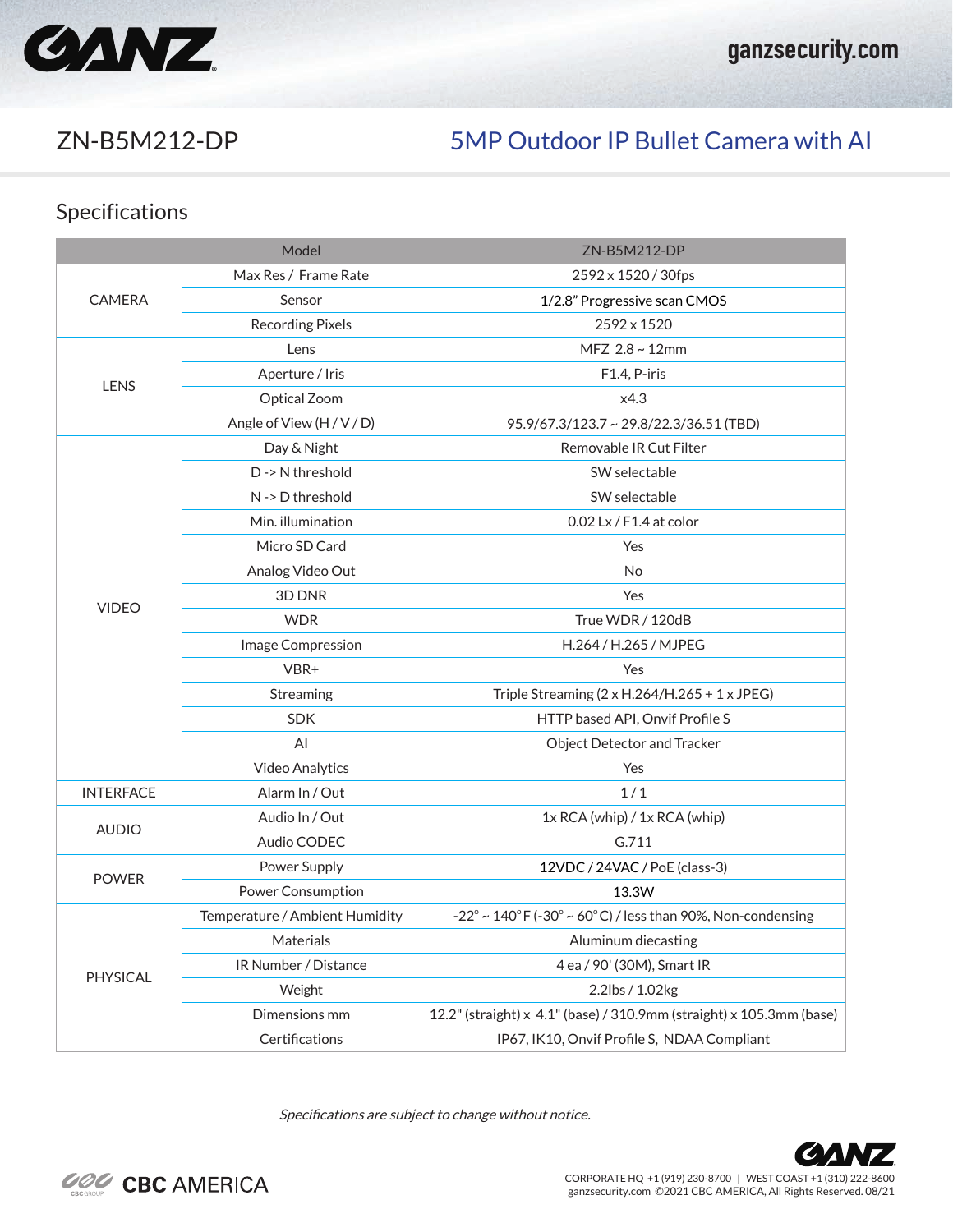ZN-B5M212-DP

## 5MP Outdoor IP Bullet Camera with AI

## Specifications

| Model | | ZN-B5M212-DP |
|---|---|---|
| CAMERA | Max Res / Frame Rate | 2592 x 1520 / 30fps |
| | Sensor | 1/2.8" Progressive scan CMOS |
| | Recording Pixels | 2592 x 1520 |
| LENS | Lens | MFZ 2.8 ~ 12mm |
| | Aperture / Iris | F1.4, P-iris |
| | Optical Zoom | x4.3 |
| | Angle of View (H / V / D) | 95.9/67.3/123.7 ~ 29.8/22.3/36.51 (TBD) |
| VIDEO | Day & Night | Removable IR Cut Filter |
| | D -> N threshold | SW selectable |
| | N -> D threshold | SW selectable |
| | Min. illumination | 0.02 Lx / F1.4 at color |
| | Micro SD Card | Yes |
| | Analog Video Out | No |
| | 3D DNR | Yes |
| | WDR | True WDR / 120dB |
| | Image Compression | H.264 / H.265 / MJPEG |
| | VBR+ | Yes |
| | Streaming | Triple Streaming (2 x H.264/H.265 + 1 x JPEG) |
| | SDK | HTTP based API, Onvif Profile S |
| | AI | Object Detector and Tracker |
| | Video Analytics | Yes |
| INTERFACE | Alarm In / Out | 1 / 1 |
| AUDIO | Audio In / Out | 1x RCA (whip) / 1x RCA (whip) |
| | Audio CODEC | G.711 |
| POWER | Power Supply | 12VDC / 24VAC / PoE (class-3) |
| | Power Consumption | 13.3W |
| PHYSICAL | Temperature / Ambient Humidity | -22° ~ 140° F (-30° ~ 60° C) / less than 90%, Non-condensing |
| | Materials | Aluminum diecasting |
| | IR Number / Distance | 4 ea / 90' (30M), Smart IR |
| | Weight | 2.2lbs / 1.02kg |
| | Dimensions mm | 12.2" (straight) x 4.1" (base) / 310.9mm (straight) x 105.3mm (base) |
| | Certifications | IP67, IK10, Onvif Profile S, NDAA Compliant |

*Specifications are subject to change without notice.*

CBC AMERICA

CORPORATE HQ +1 (919) 230-8700 | WEST COAST +1 (310) 222-8600
ganzsecurity.com ©2021 CBC AMERICA, All Rights Reserved. 08/21